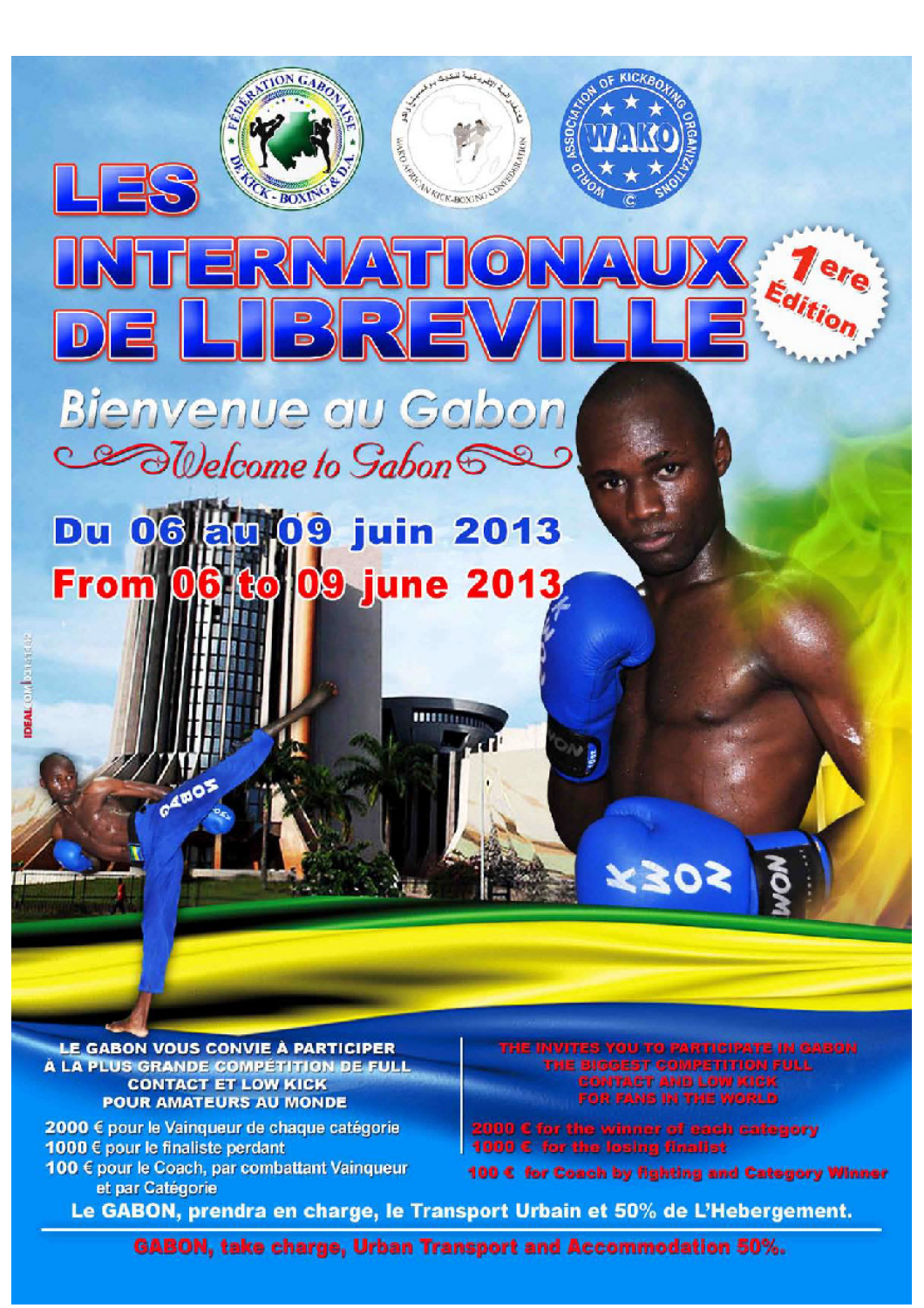# LES INTERNATIONAUX DE LIBREVILLE

1ere Édition

## Bienvenue au Gabon

*Welcome to Gabon*

**Du 06 au 09 juin 2013**

**From 06 to 09 june 2013**

**LE GABON VOUS CONVIE À PARTICIPER À LA PLUS GRANDE COMPÉTITION DE FULL CONTACT ET LOW KICK POUR AMATEURS AU MONDE**

- 2000 € pour le Vainqueur de chaque catégorie
- 1000 € pour le finaliste perdant
- 100 € pour le Coach, par combattant Vainqueur et par Catégorie

**THE INVITES YOU TO PARTICIPATE IN GABON THE BIGGEST COMPETITION FULL CONTACT AND LOW KICK FOR FANS IN THE WORLD**

- 2000 € for the winner of each category
- 1000 € for the losing finalist
- 100 € for Coach by fighting and Category Winner

**Le GABON, prendra en charge, le Transport Urbain et 50% de L'Hebergement.**

**GABON, take charge, Urban Transport and Accommodation 50%.**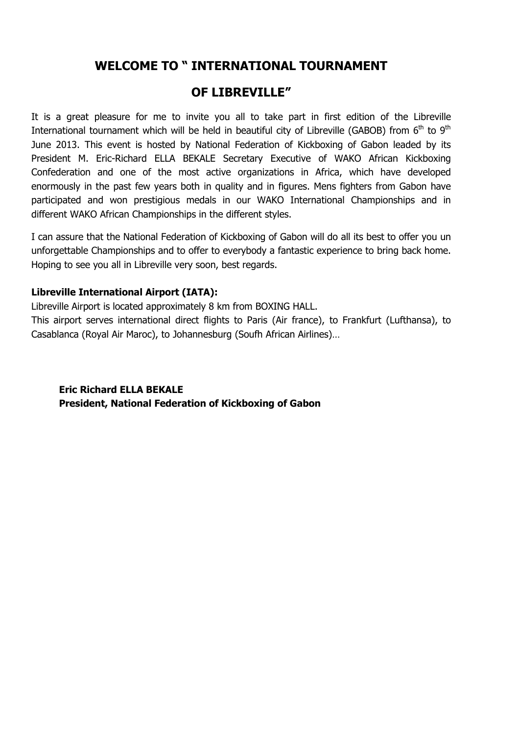# WELCOME TO " INTERNATIONAL TOURNAMENT OF LIBREVILLE"

It is a great pleasure for me to invite you all to take part in first edition of the Libreville International tournament which will be held in beautiful city of Libreville (GABOB) from 6th to 9th June 2013. This event is hosted by National Federation of Kickboxing of Gabon leaded by its President M. Eric-Richard ELLA BEKALE Secretary Executive of WAKO African Kickboxing Confederation and one of the most active organizations in Africa, which have developed enormously in the past few years both in quality and in figures. Mens fighters from Gabon have participated and won prestigious medals in our WAKO International Championships and in different WAKO African Championships in the different styles.

I can assure that the National Federation of Kickboxing of Gabon will do all its best to offer you un unforgettable Championships and to offer to everybody a fantastic experience to bring back home. Hoping to see you all in Libreville very soon, best regards.

**Libreville International Airport (IATA):**

Libreville Airport is located approximately 8 km from BOXING HALL.

This airport serves international direct flights to Paris (Air france), to Frankfurt (Lufthansa), to Casablanca (Royal Air Maroc), to Johannesburg (Soufh African Airlines)…

**Eric Richard ELLA BEKALE**
**President, National Federation of Kickboxing of Gabon**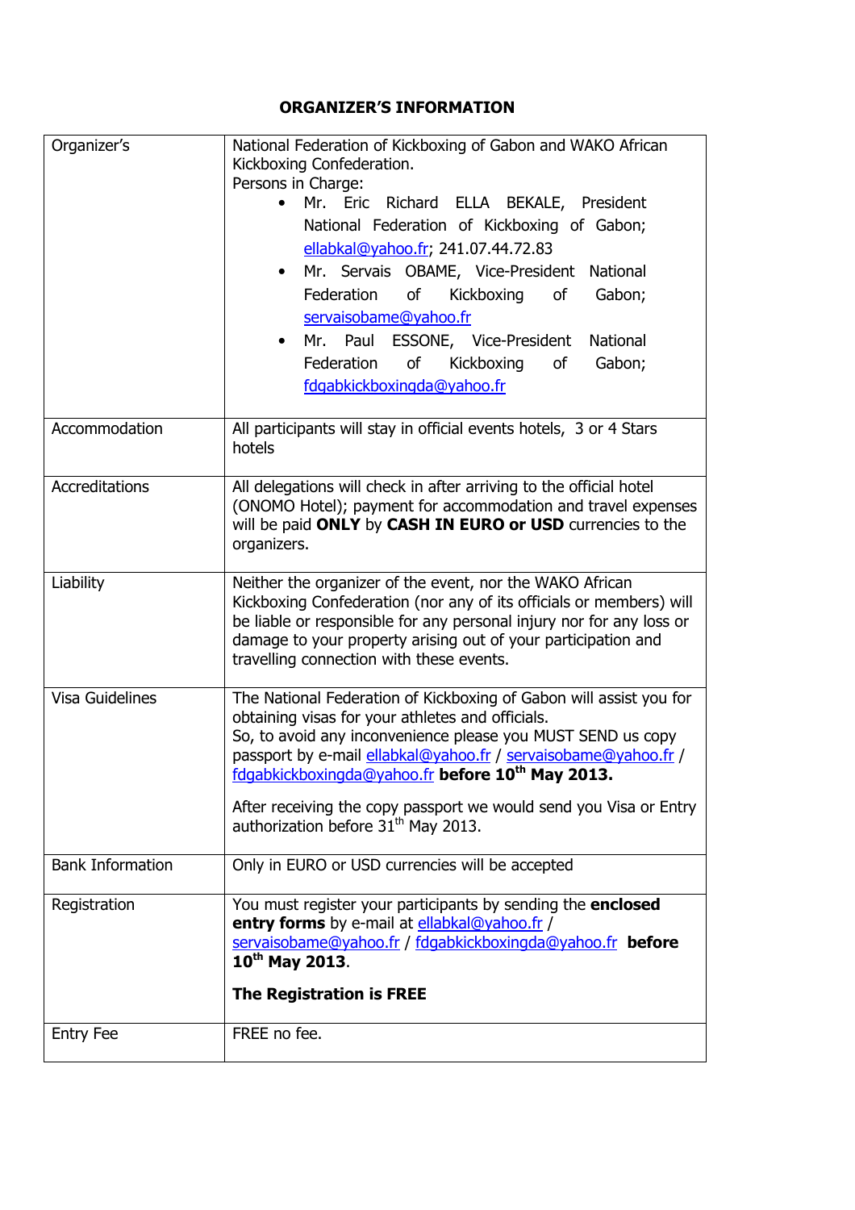## ORGANIZER'S INFORMATION

| | |
|---|---|
| Organizer's | National Federation of Kickboxing of Gabon and WAKO African Kickboxing Confederation.<br>Persons in Charge:<br>• Mr. Eric Richard ELLA BEKALE, President National Federation of Kickboxing of Gabon; ellabkal@yahoo.fr; 241.07.44.72.83<br>• Mr. Servais OBAME, Vice-President National Federation of Kickboxing of Gabon; servaisobame@yahoo.fr<br>• Mr. Paul ESSONE, Vice-President National Federation of Kickboxing of Gabon; fdgabkickboxingda@yahoo.fr |
| Accommodation | All participants will stay in official events hotels, 3 or 4 Stars hotels |
| Accreditations | All delegations will check in after arriving to the official hotel (ONOMO Hotel); payment for accommodation and travel expenses will be paid **ONLY** by **CASH IN EURO or USD** currencies to the organizers. |
| Liability | Neither the organizer of the event, nor the WAKO African Kickboxing Confederation (nor any of its officials or members) will be liable or responsible for any personal injury nor for any loss or damage to your property arising out of your participation and travelling connection with these events. |
| Visa Guidelines | The National Federation of Kickboxing of Gabon will assist you for obtaining visas for your athletes and officials.<br>So, to avoid any inconvenience please you MUST SEND us copy passport by e-mail ellabkal@yahoo.fr / servaisobame@yahoo.fr / fdgabkickboxingda@yahoo.fr **before 10th May 2013.**<br><br>After receiving the copy passport we would send you Visa or Entry authorization before 31th May 2013. |
| Bank Information | Only in EURO or USD currencies will be accepted |
| Registration | You must register your participants by sending the **enclosed entry forms** by e-mail at ellabkal@yahoo.fr / servaisobame@yahoo.fr / fdgabkickboxingda@yahoo.fr **before 10th May 2013**.<br><br>**The Registration is FREE** |
| Entry Fee | FREE no fee. |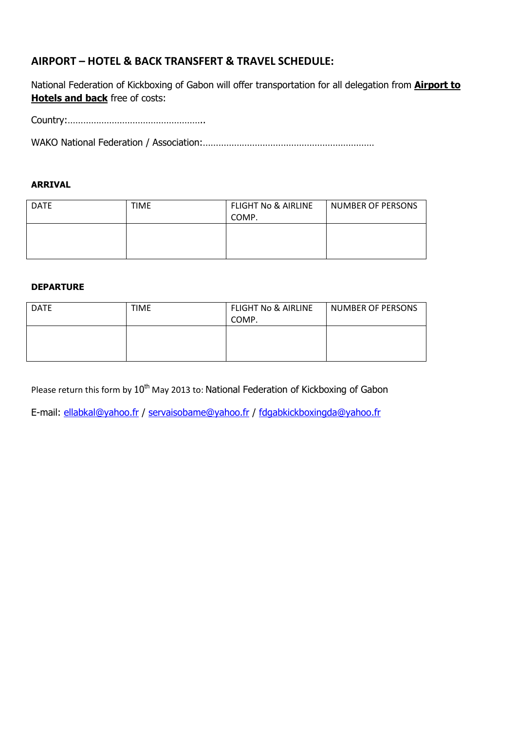## AIRPORT – HOTEL & BACK TRANSFERT & TRAVEL SCHEDULE:

National Federation of Kickboxing of Gabon will offer transportation for all delegation from **Airport to Hotels and back** free of costs:

Country:…………………………………………..

WAKO National Federation / Association:…………………………………………………………

**ARRIVAL**

| DATE | TIME | FLIGHT No & AIRLINE COMP. | NUMBER OF PERSONS |
|---|---|---|---|
| | | | |

**DEPARTURE**

| DATE | TIME | FLIGHT No & AIRLINE COMP. | NUMBER OF PERSONS |
|---|---|---|---|
| | | | |

Please return this form by 10th May 2013 to: National Federation of Kickboxing of Gabon

E-mail: ellabkal@yahoo.fr / servaisobame@yahoo.fr / fdgabkickboxingda@yahoo.fr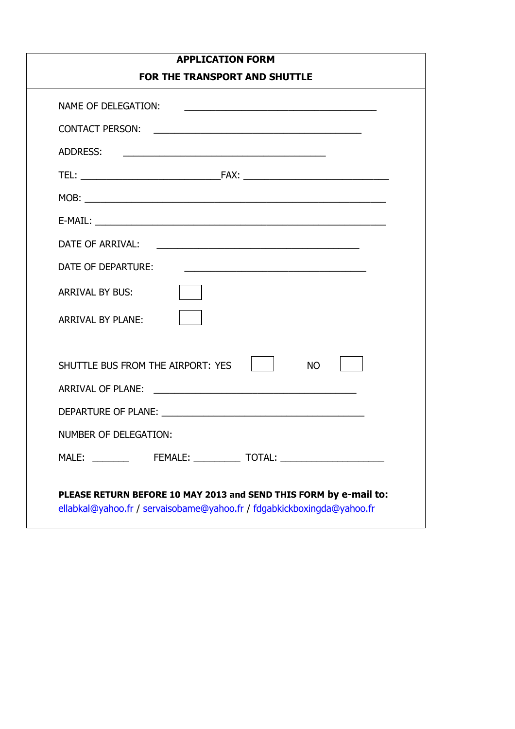# APPLICATION FORM

## FOR THE TRANSPORT AND SHUTTLE

NAME OF DELEGATION: ______________________________________

CONTACT PERSON: __________________________________________

ADDRESS: ________________________________________

TEL: ___________________________FAX: ____________________________

MOB: ____________________________________________________________

E-MAIL: __________________________________________________________

DATE OF ARRIVAL: ________________________________________

DATE OF DEPARTURE: ____________________________________

ARRIVAL BY BUS: ☐

ARRIVAL BY PLANE: ☐

SHUTTLE BUS FROM THE AIRPORT: YES ☐ NO ☐

ARRIVAL OF PLANE: ________________________________________

DEPARTURE OF PLANE: ________________________________________

NUMBER OF DELEGATION:

MALE: _______ FEMALE: _________ TOTAL: ____________________

**PLEASE RETURN BEFORE 10 MAY 2013 and SEND THIS FORM by e-mail to:**
ellabkal@yahoo.fr / servaisobame@yahoo.fr / fdgabkickboxingda@yahoo.fr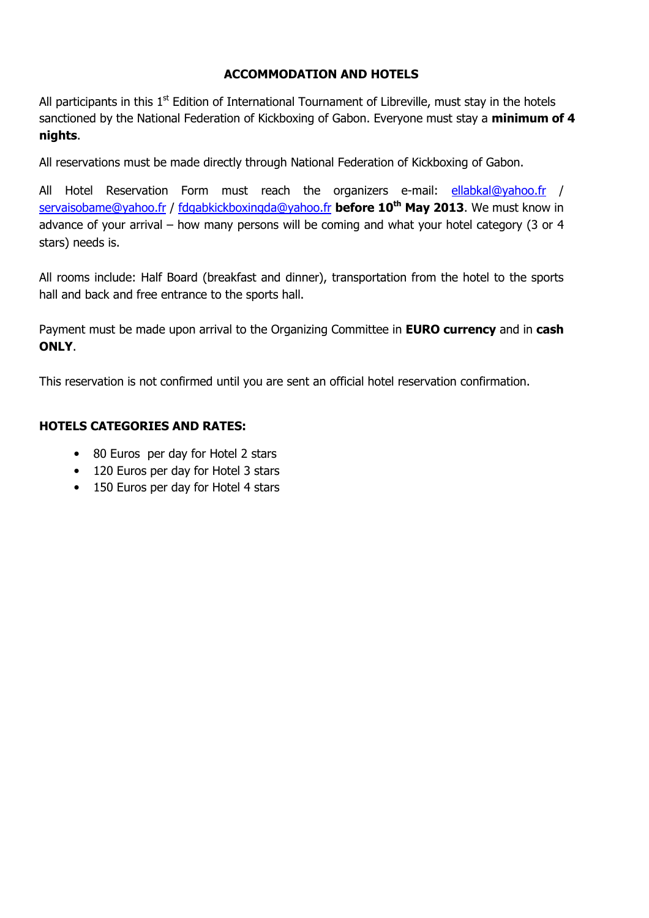## ACCOMMODATION AND HOTELS

All participants in this 1st Edition of International Tournament of Libreville, must stay in the hotels sanctioned by the National Federation of Kickboxing of Gabon. Everyone must stay a **minimum of 4 nights**.

All reservations must be made directly through National Federation of Kickboxing of Gabon.

All Hotel Reservation Form must reach the organizers e-mail: ellabkal@yahoo.fr / servaisobame@yahoo.fr / fdgabkickboxingda@yahoo.fr **before 10th May 2013**. We must know in advance of your arrival – how many persons will be coming and what your hotel category (3 or 4 stars) needs is.

All rooms include: Half Board (breakfast and dinner), transportation from the hotel to the sports hall and back and free entrance to the sports hall.

Payment must be made upon arrival to the Organizing Committee in **EURO currency** and in **cash ONLY**.

This reservation is not confirmed until you are sent an official hotel reservation confirmation.

**HOTELS CATEGORIES AND RATES:**

- 80 Euros per day for Hotel 2 stars
- 120 Euros per day for Hotel 3 stars
- 150 Euros per day for Hotel 4 stars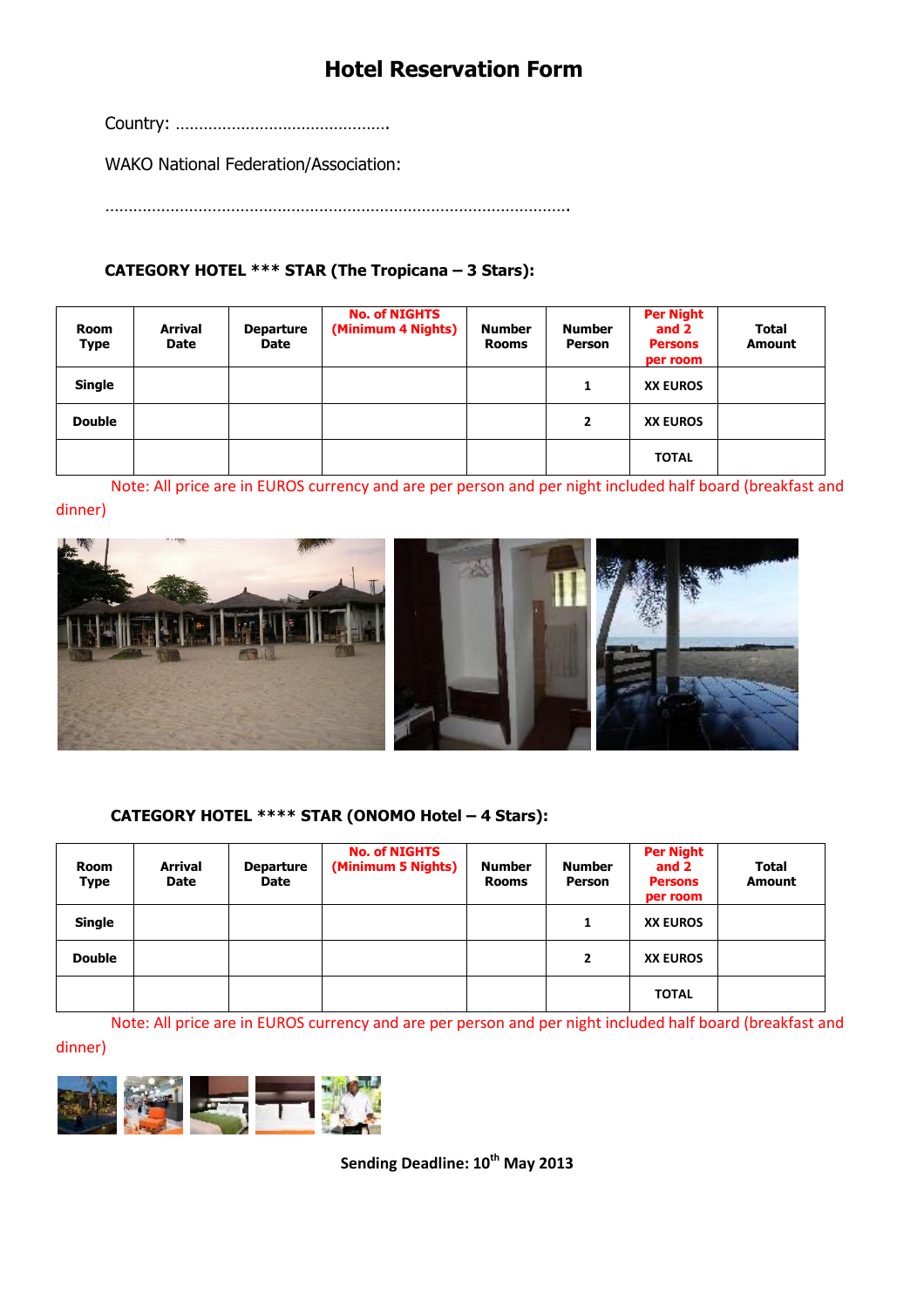# Hotel Reservation Form

Country: ……………………………………….

WAKO National Federation/Association:

……………………………………………………………………………………….

**CATEGORY HOTEL *** STAR (The Tropicana – 3 Stars):**

| Room Type | Arrival Date | Departure Date | No. of NIGHTS (Minimum 4 Nights) | Number Rooms | Number Person | Per Night and 2 Persons per room | Total Amount |
|---|---|---|---|---|---|---|---|
| Single | | | | | 1 | XX EUROS | |
| Double | | | | | 2 | XX EUROS | |
| | | | | | | TOTAL | |

Note: All price are in EUROS currency and are per person and per night included half board (breakfast and dinner)

**CATEGORY HOTEL **** STAR (ONOMO Hotel – 4 Stars):**

| Room Type | Arrival Date | Departure Date | No. of NIGHTS (Minimum 5 Nights) | Number Rooms | Number Person | Per Night and 2 Persons per room | Total Amount |
|---|---|---|---|---|---|---|---|
| Single | | | | | 1 | XX EUROS | |
| Double | | | | | 2 | XX EUROS | |
| | | | | | | TOTAL | |

Note: All price are in EUROS currency and are per person and per night included half board (breakfast and dinner)

**Sending Deadline: 10th May 2013**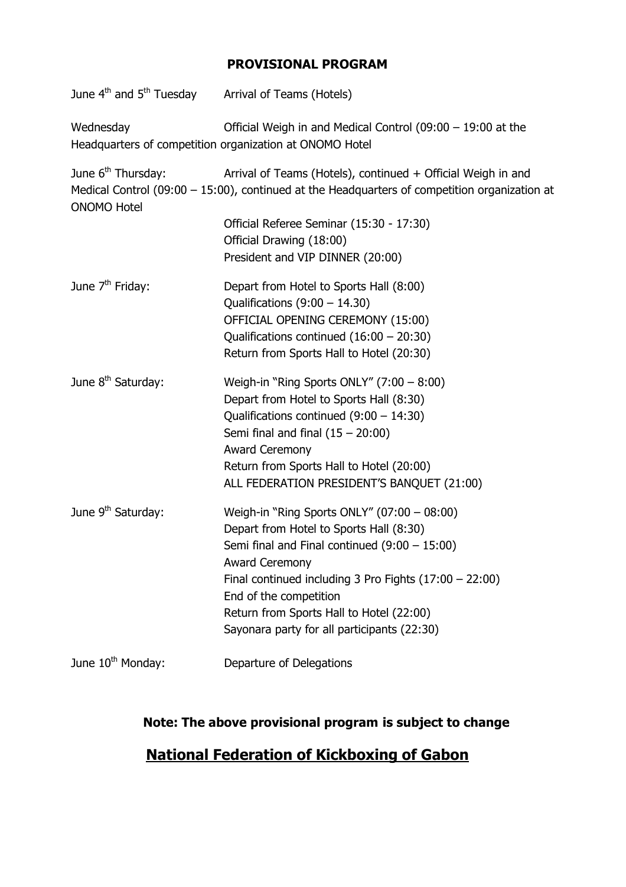## PROVISIONAL PROGRAM

June 4th and 5th Tuesday — Arrival of Teams (Hotels)

Wednesday — Official Weigh in and Medical Control (09:00 – 19:00 at the Headquarters of competition organization at ONOMO Hotel

June 6th Thursday: — Arrival of Teams (Hotels), continued + Official Weigh in and Medical Control (09:00 – 15:00), continued at the Headquarters of competition organization at ONOMO Hotel

- Official Referee Seminar (15:30 - 17:30)
- Official Drawing (18:00)
- President and VIP DINNER (20:00)

June 7th Friday:

- Depart from Hotel to Sports Hall (8:00)
- Qualifications (9:00 – 14.30)
- OFFICIAL OPENING CEREMONY (15:00)
- Qualifications continued (16:00 – 20:30)
- Return from Sports Hall to Hotel (20:30)

June 8th Saturday:

- Weigh-in "Ring Sports ONLY" (7:00 – 8:00)
- Depart from Hotel to Sports Hall (8:30)
- Qualifications continued (9:00 – 14:30)
- Semi final and final (15 – 20:00)
- Award Ceremony
- Return from Sports Hall to Hotel (20:00)
- ALL FEDERATION PRESIDENT'S BANQUET (21:00)

June 9th Saturday:

- Weigh-in "Ring Sports ONLY" (07:00 – 08:00)
- Depart from Hotel to Sports Hall (8:30)
- Semi final and Final continued (9:00 – 15:00)
- Award Ceremony
- Final continued including 3 Pro Fights (17:00 – 22:00)
- End of the competition
- Return from Sports Hall to Hotel (22:00)
- Sayonara party for all participants (22:30)

June 10th Monday: — Departure of Delegations

**Note: The above provisional program is subject to change**

## National Federation of Kickboxing of Gabon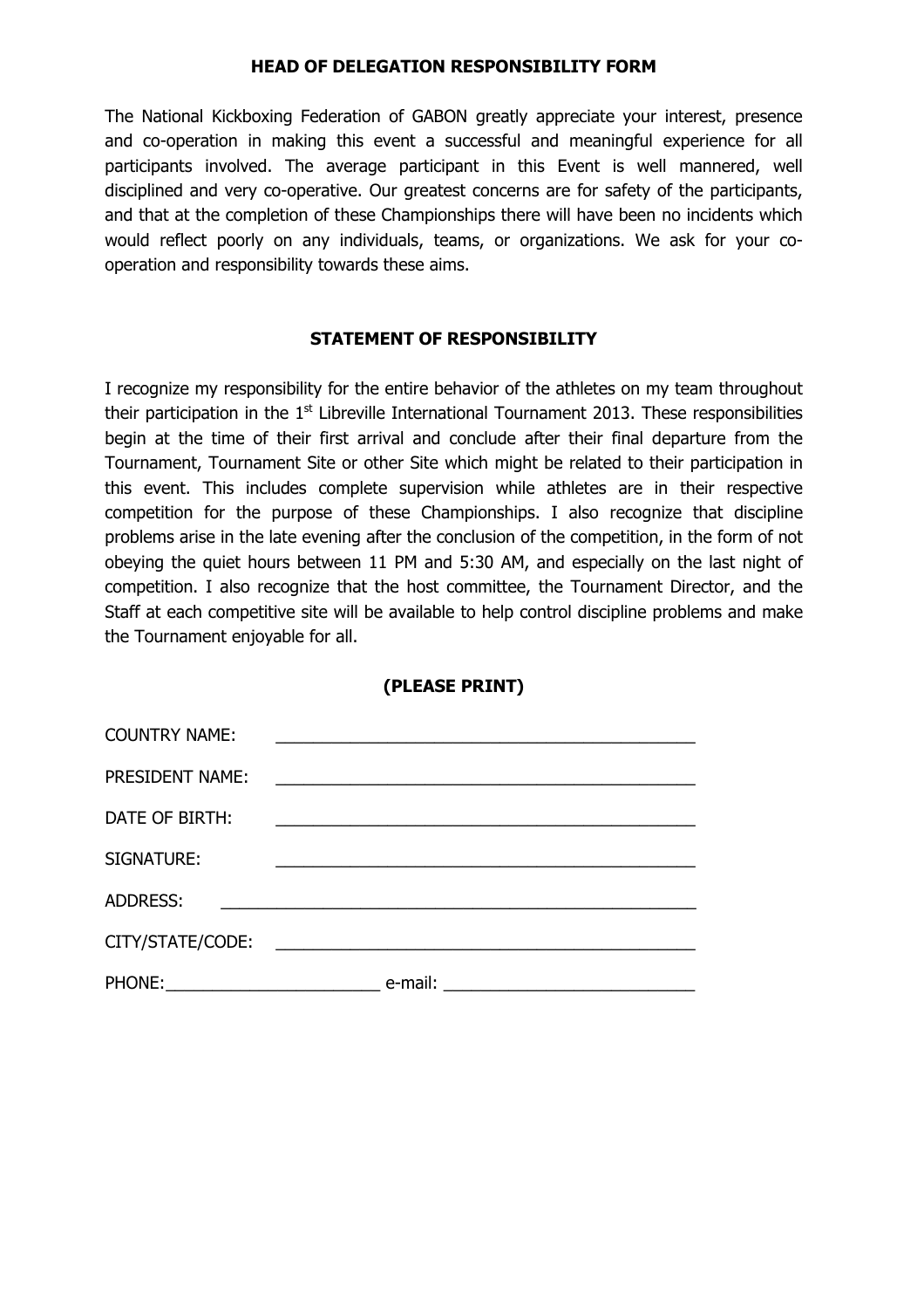## HEAD OF DELEGATION RESPONSIBILITY FORM

The National Kickboxing Federation of GABON greatly appreciate your interest, presence and co-operation in making this event a successful and meaningful experience for all participants involved. The average participant in this Event is well mannered, well disciplined and very co-operative. Our greatest concerns are for safety of the participants, and that at the completion of these Championships there will have been no incidents which would reflect poorly on any individuals, teams, or organizations. We ask for your co-operation and responsibility towards these aims.

## STATEMENT OF RESPONSIBILITY

I recognize my responsibility for the entire behavior of the athletes on my team throughout their participation in the 1st Libreville International Tournament 2013. These responsibilities begin at the time of their first arrival and conclude after their final departure from the Tournament, Tournament Site or other Site which might be related to their participation in this event. This includes complete supervision while athletes are in their respective competition for the purpose of these Championships. I also recognize that discipline problems arise in the late evening after the conclusion of the competition, in the form of not obeying the quiet hours between 11 PM and 5:30 AM, and especially on the last night of competition. I also recognize that the host committee, the Tournament Director, and the Staff at each competitive site will be available to help control discipline problems and make the Tournament enjoyable for all.

**(PLEASE PRINT)**

COUNTRY NAME: ____________________________________________

PRESIDENT NAME: ____________________________________________

DATE OF BIRTH: ____________________________________________

SIGNATURE: ____________________________________________

ADDRESS: ____________________________________________________

CITY/STATE/CODE: ____________________________________________

PHONE:______________________ e-mail: __________________________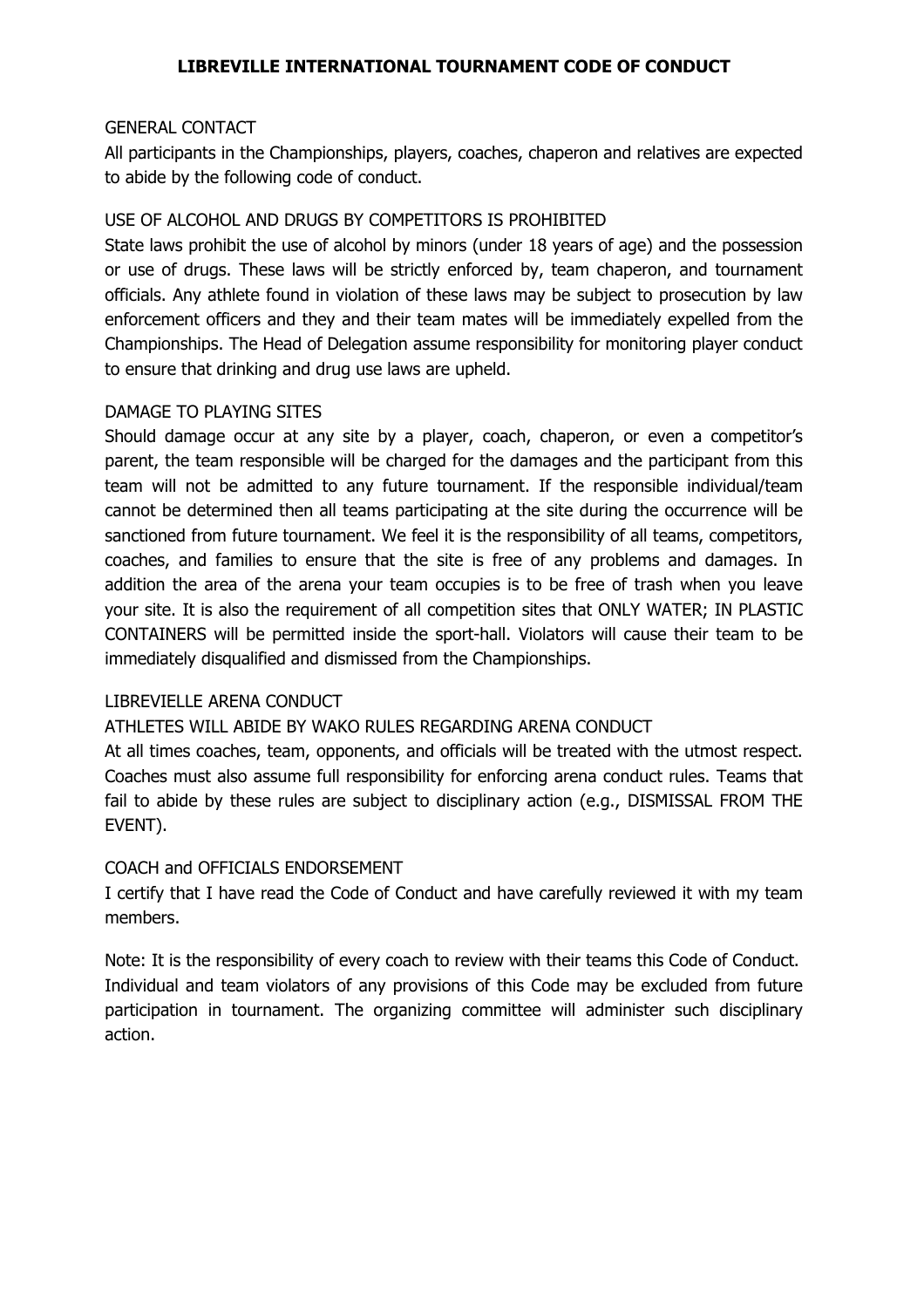# LIBREVILLE INTERNATIONAL TOURNAMENT CODE OF CONDUCT

GENERAL CONTACT

All participants in the Championships, players, coaches, chaperon and relatives are expected to abide by the following code of conduct.

USE OF ALCOHOL AND DRUGS BY COMPETITORS IS PROHIBITED

State laws prohibit the use of alcohol by minors (under 18 years of age) and the possession or use of drugs. These laws will be strictly enforced by, team chaperon, and tournament officials. Any athlete found in violation of these laws may be subject to prosecution by law enforcement officers and they and their team mates will be immediately expelled from the Championships. The Head of Delegation assume responsibility for monitoring player conduct to ensure that drinking and drug use laws are upheld.

DAMAGE TO PLAYING SITES

Should damage occur at any site by a player, coach, chaperon, or even a competitor's parent, the team responsible will be charged for the damages and the participant from this team will not be admitted to any future tournament. If the responsible individual/team cannot be determined then all teams participating at the site during the occurrence will be sanctioned from future tournament. We feel it is the responsibility of all teams, competitors, coaches, and families to ensure that the site is free of any problems and damages. In addition the area of the arena your team occupies is to be free of trash when you leave your site. It is also the requirement of all competition sites that ONLY WATER; IN PLASTIC CONTAINERS will be permitted inside the sport-hall. Violators will cause their team to be immediately disqualified and dismissed from the Championships.

LIBREVIELLE ARENA CONDUCT

ATHLETES WILL ABIDE BY WAKO RULES REGARDING ARENA CONDUCT

At all times coaches, team, opponents, and officials will be treated with the utmost respect. Coaches must also assume full responsibility for enforcing arena conduct rules. Teams that fail to abide by these rules are subject to disciplinary action (e.g., DISMISSAL FROM THE EVENT).

COACH and OFFICIALS ENDORSEMENT

I certify that I have read the Code of Conduct and have carefully reviewed it with my team members.

Note: It is the responsibility of every coach to review with their teams this Code of Conduct. Individual and team violators of any provisions of this Code may be excluded from future participation in tournament. The organizing committee will administer such disciplinary action.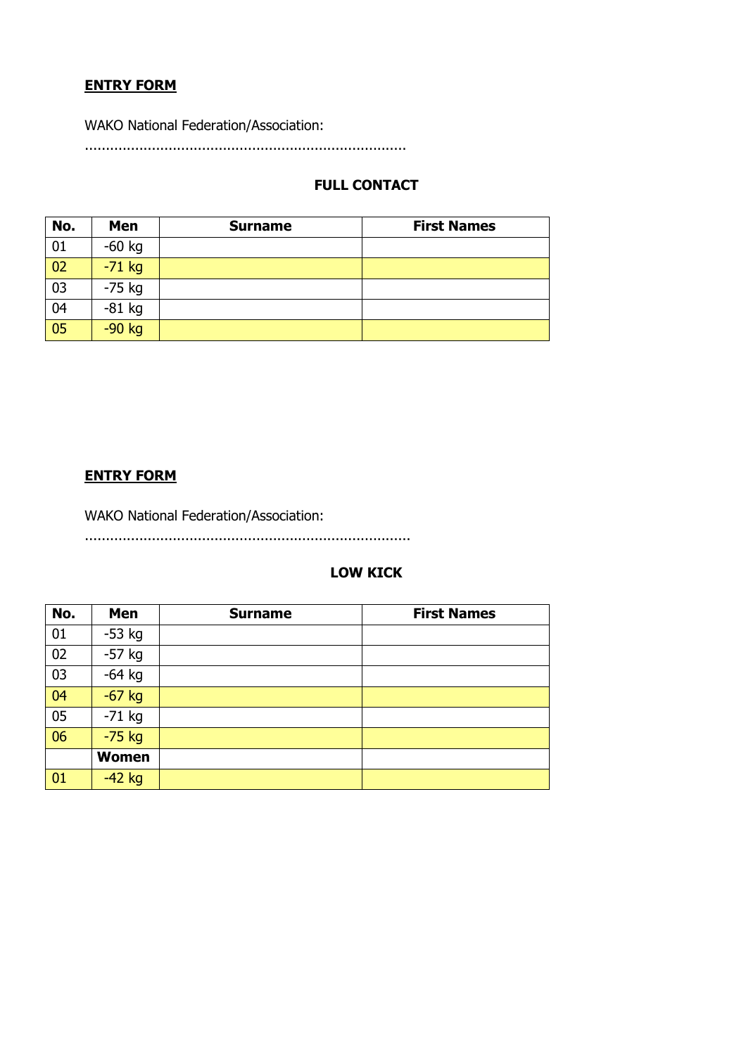**ENTRY FORM**

WAKO National Federation/Association:
............................................................................

**FULL CONTACT**

| No. | Men | Surname | First Names |
|---|---|---|---|
| 01 | -60 kg | | |
| 02 | -71 kg | | |
| 03 | -75 kg | | |
| 04 | -81 kg | | |
| 05 | -90 kg | | |

**ENTRY FORM**

WAKO National Federation/Association:
............................................................................

**LOW KICK**

| No. | Men | Surname | First Names |
|---|---|---|---|
| 01 | -53 kg | | |
| 02 | -57 kg | | |
| 03 | -64 kg | | |
| 04 | -67 kg | | |
| 05 | -71 kg | | |
| 06 | -75 kg | | |
| | **Women** | | |
| 01 | -42 kg | | |